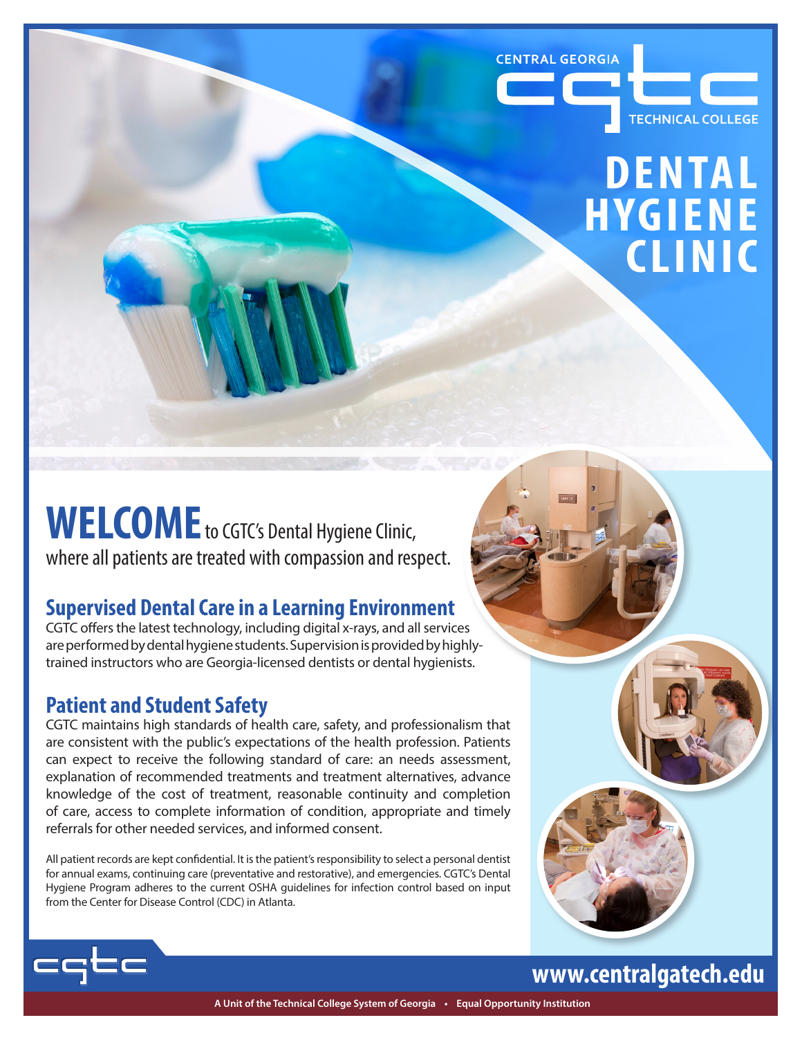CENTRAL GEORGIA

TECHNICAL COLLEGE

# DENTAL HYGIENE CLINIC

**WELCOME** to CGTC's Dental Hygiene Clinic, where all patients are treated with compassion and respect.

## Supervised Dental Care in a Learning Environment

CGTC offers the latest technology, including digital x-rays, and all services are performed by dental hygiene students. Supervision is provided by highly-trained instructors who are Georgia-licensed dentists or dental hygienists.

## Patient and Student Safety

CGTC maintains high standards of health care, safety, and professionalism that are consistent with the public's expectations of the health profession. Patients can expect to receive the following standard of care: an needs assessment, explanation of recommended treatments and treatment alternatives, advance knowledge of the cost of treatment, reasonable continuity and completion of care, access to complete information of condition, appropriate and timely referrals for other needed services, and informed consent.

All patient records are kept confidential. It is the patient's responsibility to select a personal dentist for annual exams, continuing care (preventative and restorative), and emergencies. CGTC's Dental Hygiene Program adheres to the current OSHA guidelines for infection control based on input from the Center for Disease Control (CDC) in Atlanta.

**www.centralgatech.edu**

A Unit of the Technical College System of Georgia • Equal Opportunity Institution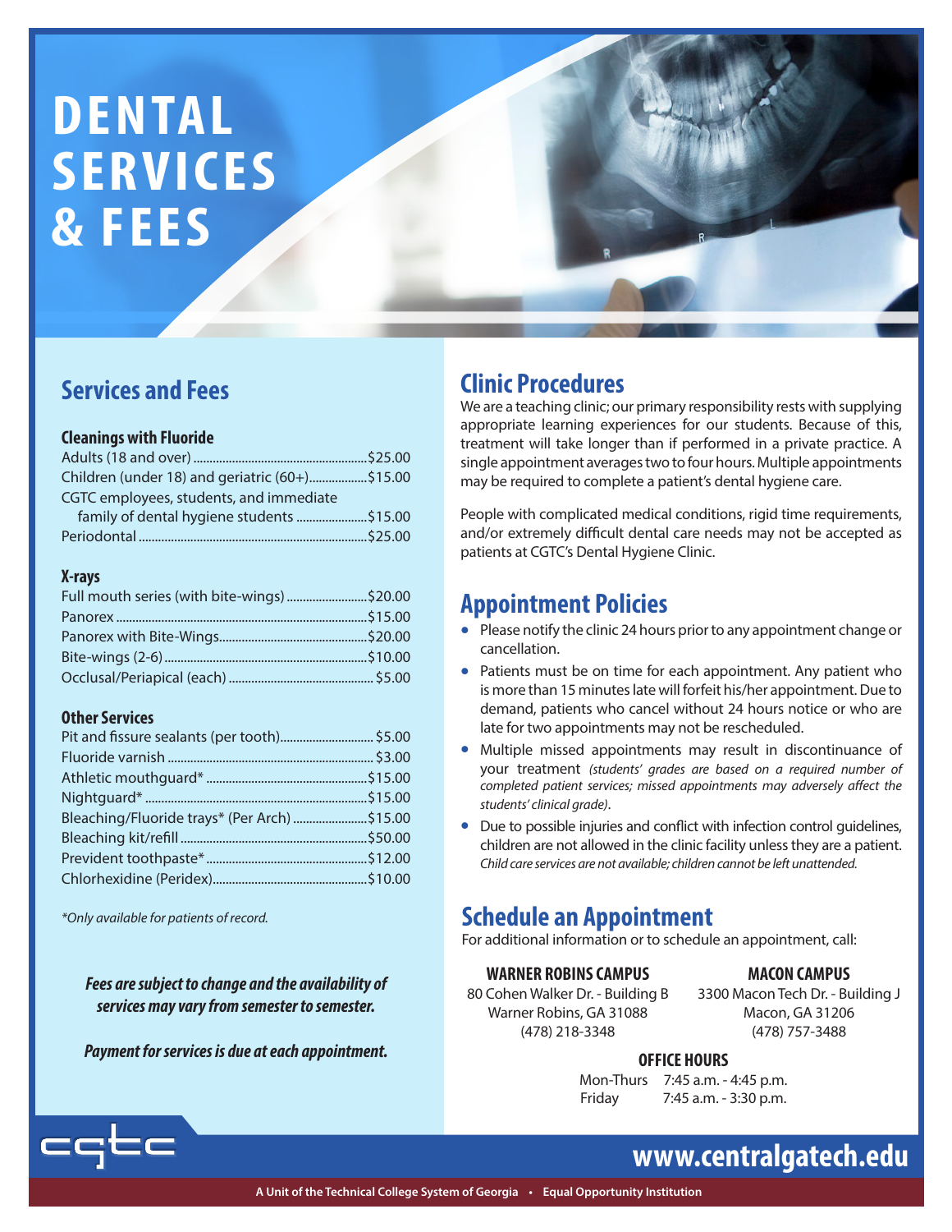# DENTAL SERVICES & FEES

## Services and Fees

### Cleanings with Fluoride

| | |
|---|---|
| Adults (18 and over) | $25.00 |
| Children (under 18) and geriatric (60+) | $15.00 |
| CGTC employees, students, and immediate family of dental hygiene students | $15.00 |
| Periodontal | $25.00 |

### X-rays

| | |
|---|---|
| Full mouth series (with bite-wings) | $20.00 |
| Panorex | $15.00 |
| Panorex with Bite-Wings | $20.00 |
| Bite-wings (2-6) | $10.00 |
| Occlusal/Periapical (each) | $5.00 |

### Other Services

| | |
|---|---|
| Pit and fissure sealants (per tooth) | $5.00 |
| Fluoride varnish | $3.00 |
| Athletic mouthguard* | $15.00 |
| Nightguard* | $15.00 |
| Bleaching/Fluoride trays* (Per Arch) | $15.00 |
| Bleaching kit/refill | $50.00 |
| Prevident toothpaste* | $12.00 |
| Chlorhexidine (Peridex) | $10.00 |

*Only available for patients of record.*

***Fees are subject to change and the availability of services may vary from semester to semester.***

***Payment for services is due at each appointment.***

## Clinic Procedures

We are a teaching clinic; our primary responsibility rests with supplying appropriate learning experiences for our students. Because of this, treatment will take longer than if performed in a private practice. A single appointment averages two to four hours. Multiple appointments may be required to complete a patient's dental hygiene care.

People with complicated medical conditions, rigid time requirements, and/or extremely difficult dental care needs may not be accepted as patients at CGTC's Dental Hygiene Clinic.

## Appointment Policies

- Please notify the clinic 24 hours prior to any appointment change or cancellation.
- Patients must be on time for each appointment. Any patient who is more than 15 minutes late will forfeit his/her appointment. Due to demand, patients who cancel without 24 hours notice or who are late for two appointments may not be rescheduled.
- Multiple missed appointments may result in discontinuance of your treatment *(students' grades are based on a required number of completed patient services; missed appointments may adversely affect the students' clinical grade)*.
- Due to possible injuries and conflict with infection control guidelines, children are not allowed in the clinic facility unless they are a patient. *Child care services are not available; children cannot be left unattended.*

## Schedule an Appointment

For additional information or to schedule an appointment, call:

**WARNER ROBINS CAMPUS**
80 Cohen Walker Dr. - Building B
Warner Robins, GA 31088
(478) 218-3348

**MACON CAMPUS**
3300 Macon Tech Dr. - Building J
Macon, GA 31206
(478) 757-3488

**OFFICE HOURS**

| | |
|---|---|
| Mon-Thurs | 7:45 a.m. - 4:45 p.m. |
| Friday | 7:45 a.m. - 3:30 p.m. |

cgtc

**www.centralgatech.edu**

A Unit of the Technical College System of Georgia • Equal Opportunity Institution